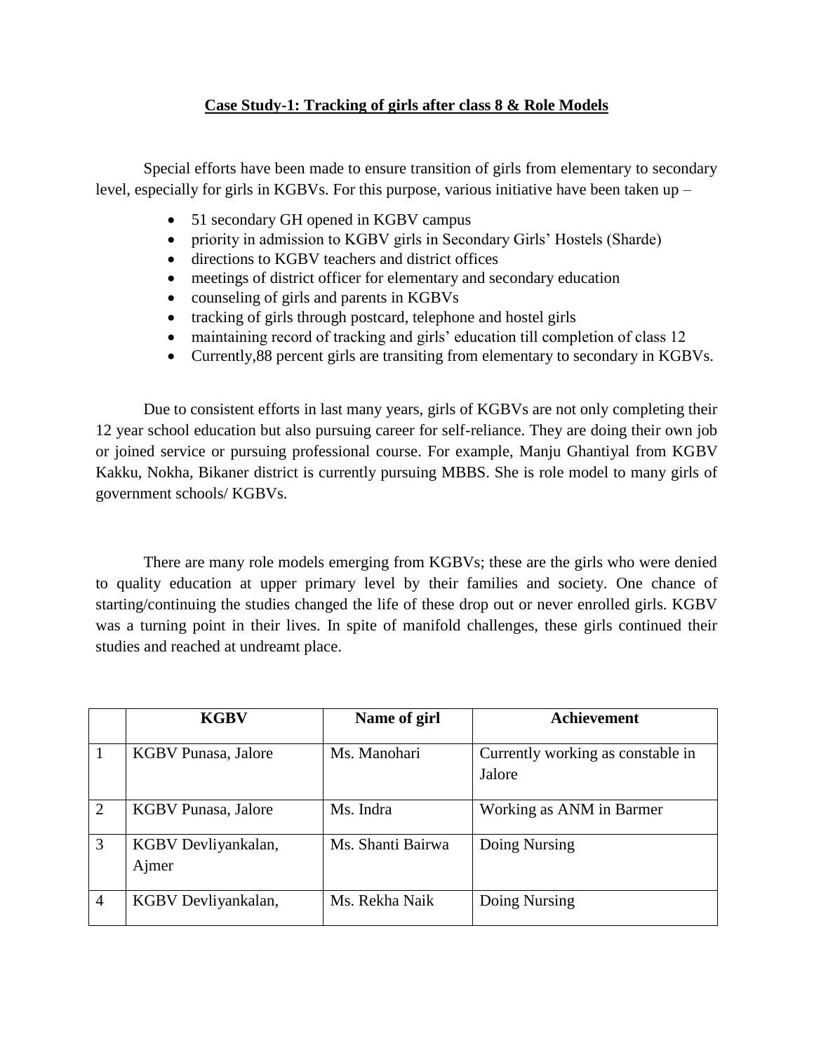## Case Study-1: Tracking of girls after class 8 & Role Models

Special efforts have been made to ensure transition of girls from elementary to secondary level, especially for girls in KGBVs. For this purpose, various initiative have been taken up –

- 51 secondary GH opened in KGBV campus
- priority in admission to KGBV girls in Secondary Girls' Hostels (Sharde)
- directions to KGBV teachers and district offices
- meetings of district officer for elementary and secondary education
- counseling of girls and parents in KGBVs
- tracking of girls through postcard, telephone and hostel girls
- maintaining record of tracking and girls' education till completion of class 12
- Currently,88 percent girls are transiting from elementary to secondary in KGBVs.

Due to consistent efforts in last many years, girls of KGBVs are not only completing their 12 year school education but also pursuing career for self-reliance. They are doing their own job or joined service or pursuing professional course. For example, Manju Ghantiyal from KGBV Kakku, Nokha, Bikaner district is currently pursuing MBBS. She is role model to many girls of government schools/ KGBVs.

There are many role models emerging from KGBVs; these are the girls who were denied to quality education at upper primary level by their families and society. One chance of starting/continuing the studies changed the life of these drop out or never enrolled girls. KGBV was a turning point in their lives. In spite of manifold challenges, these girls continued their studies and reached at undreamt place.

| | KGBV | Name of girl | Achievement |
|---|---|---|---|
| 1 | KGBV Punasa, Jalore | Ms. Manohari | Currently working as constable in Jalore |
| 2 | KGBV Punasa, Jalore | Ms. Indra | Working as ANM in Barmer |
| 3 | KGBV Devliyankalan, Ajmer | Ms. Shanti Bairwa | Doing Nursing |
| 4 | KGBV Devliyankalan, | Ms. Rekha Naik | Doing Nursing |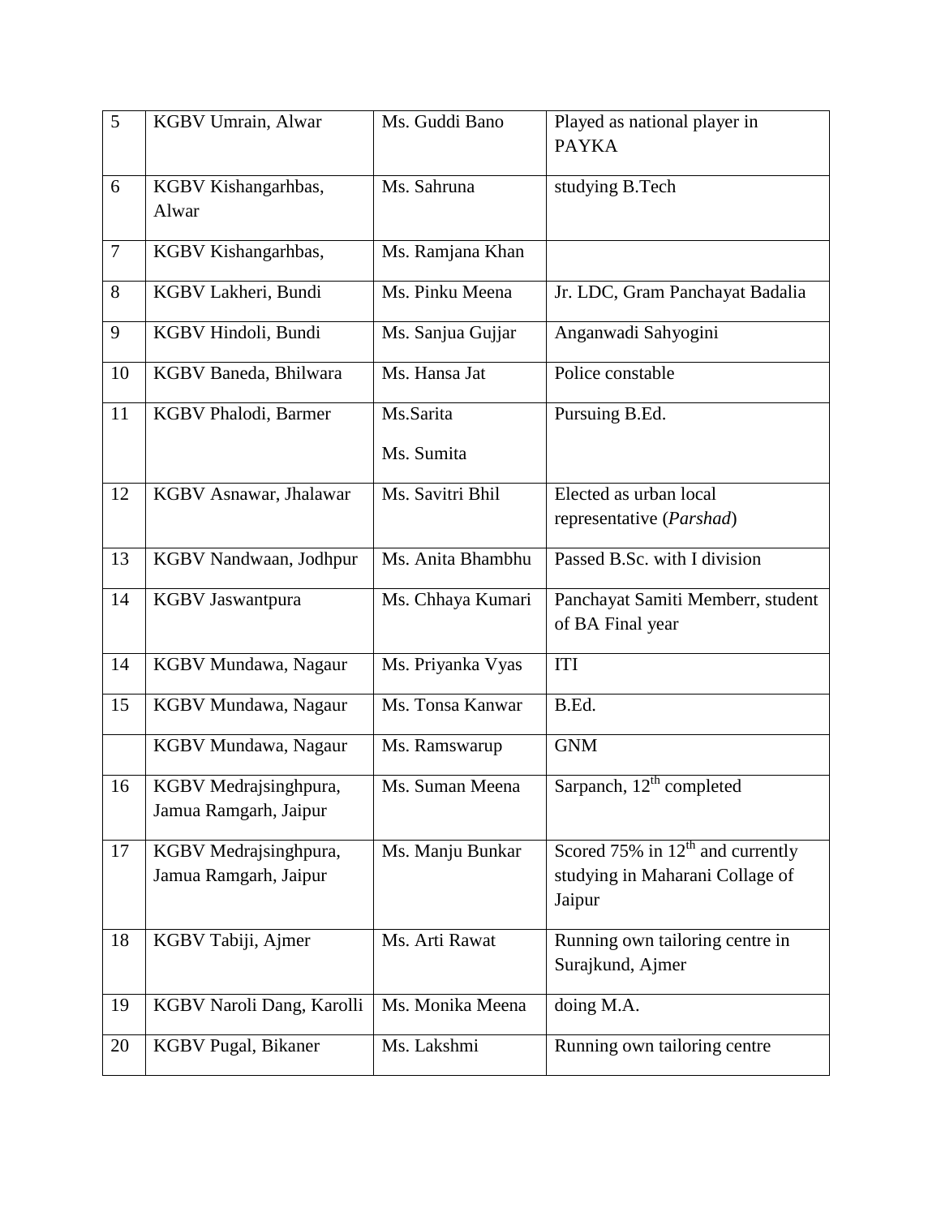| 5 | KGBV Umrain, Alwar | Ms. Guddi Bano | Played as national player in PAYKA |
|---|---|---|---|
| 6 | KGBV Kishangarhbas, Alwar | Ms. Sahruna | studying B.Tech |
| 7 | KGBV Kishangarhbas, | Ms. Ramjana Khan | |
| 8 | KGBV Lakheri, Bundi | Ms. Pinku Meena | Jr. LDC, Gram Panchayat Badalia |
| 9 | KGBV Hindoli, Bundi | Ms. Sanjua Gujjar | Anganwadi Sahyogini |
| 10 | KGBV Baneda, Bhilwara | Ms. Hansa Jat | Police constable |
| 11 | KGBV Phalodi, Barmer | Ms.Sarita<br>Ms. Sumita | Pursuing B.Ed. |
| 12 | KGBV Asnawar, Jhalawar | Ms. Savitri Bhil | Elected as urban local representative (*Parshad*) |
| 13 | KGBV Nandwaan, Jodhpur | Ms. Anita Bhambhu | Passed B.Sc. with I division |
| 14 | KGBV Jaswantpura | Ms. Chhaya Kumari | Panchayat Samiti Memberr, student of BA Final year |
| 14 | KGBV Mundawa, Nagaur | Ms. Priyanka Vyas | ITI |
| 15 | KGBV Mundawa, Nagaur | Ms. Tonsa Kanwar | B.Ed. |
| | KGBV Mundawa, Nagaur | Ms. Ramswarup | GNM |
| 16 | KGBV Medrajsinghpura, Jamua Ramgarh, Jaipur | Ms. Suman Meena | Sarpanch, 12th completed |
| 17 | KGBV Medrajsinghpura, Jamua Ramgarh, Jaipur | Ms. Manju Bunkar | Scored 75% in 12th and currently studying in Maharani Collage of Jaipur |
| 18 | KGBV Tabiji, Ajmer | Ms. Arti Rawat | Running own tailoring centre in Surajkund, Ajmer |
| 19 | KGBV Naroli Dang, Karolli | Ms. Monika Meena | doing M.A. |
| 20 | KGBV Pugal, Bikaner | Ms. Lakshmi | Running own tailoring centre |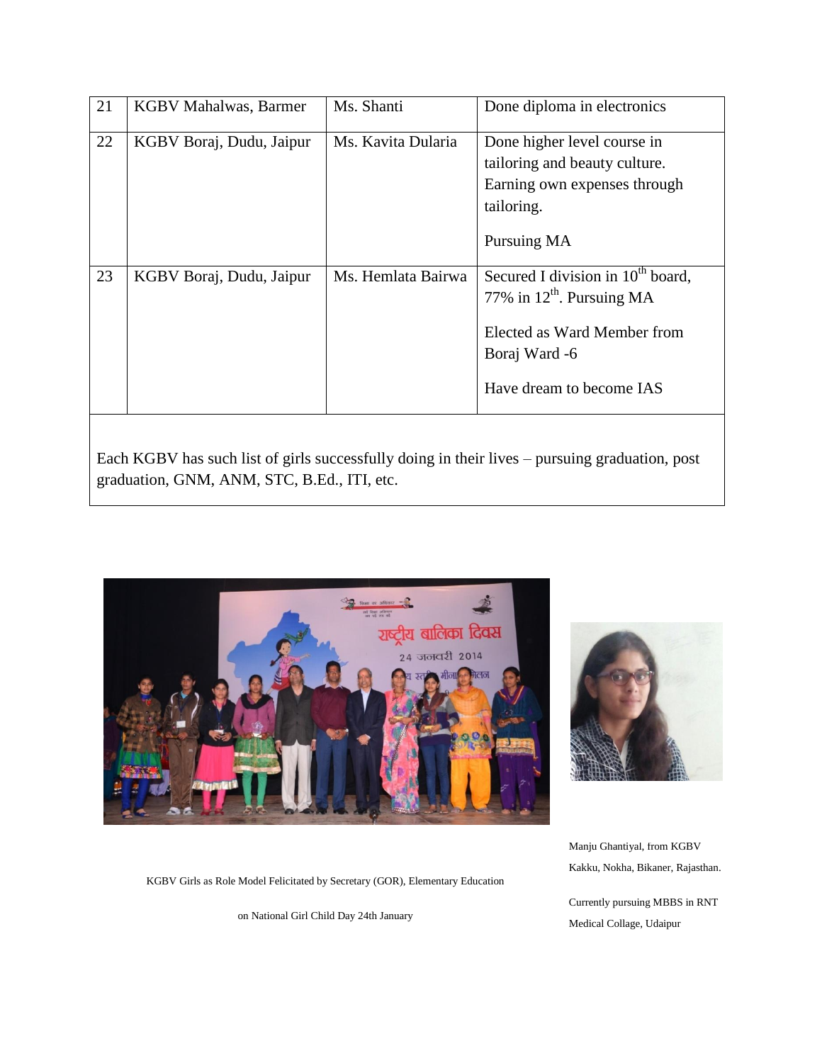| 21 | KGBV Mahalwas, Barmer | Ms. Shanti | Done diploma in electronics |
|---|---|---|---|
| 22 | KGBV Boraj, Dudu, Jaipur | Ms. Kavita Dularia | Done higher level course in tailoring and beauty culture. Earning own expenses through tailoring.<br><br>Pursuing MA |
| 23 | KGBV Boraj, Dudu, Jaipur | Ms. Hemlata Bairwa | Secured I division in 10th board, 77% in 12th. Pursuing MA<br><br>Elected as Ward Member from Boraj Ward -6<br><br>Have dream to become IAS |

Each KGBV has such list of girls successfully doing in their lives – pursuing graduation, post graduation, GNM, ANM, STC, B.Ed., ITI, etc.

KGBV Girls as Role Model Felicitated by Secretary (GOR), Elementary Education

on National Girl Child Day 24th January

Manju Ghantiyal, from KGBV Kakku, Nokha, Bikaner, Rajasthan.

Currently pursuing MBBS in RNT Medical Collage, Udaipur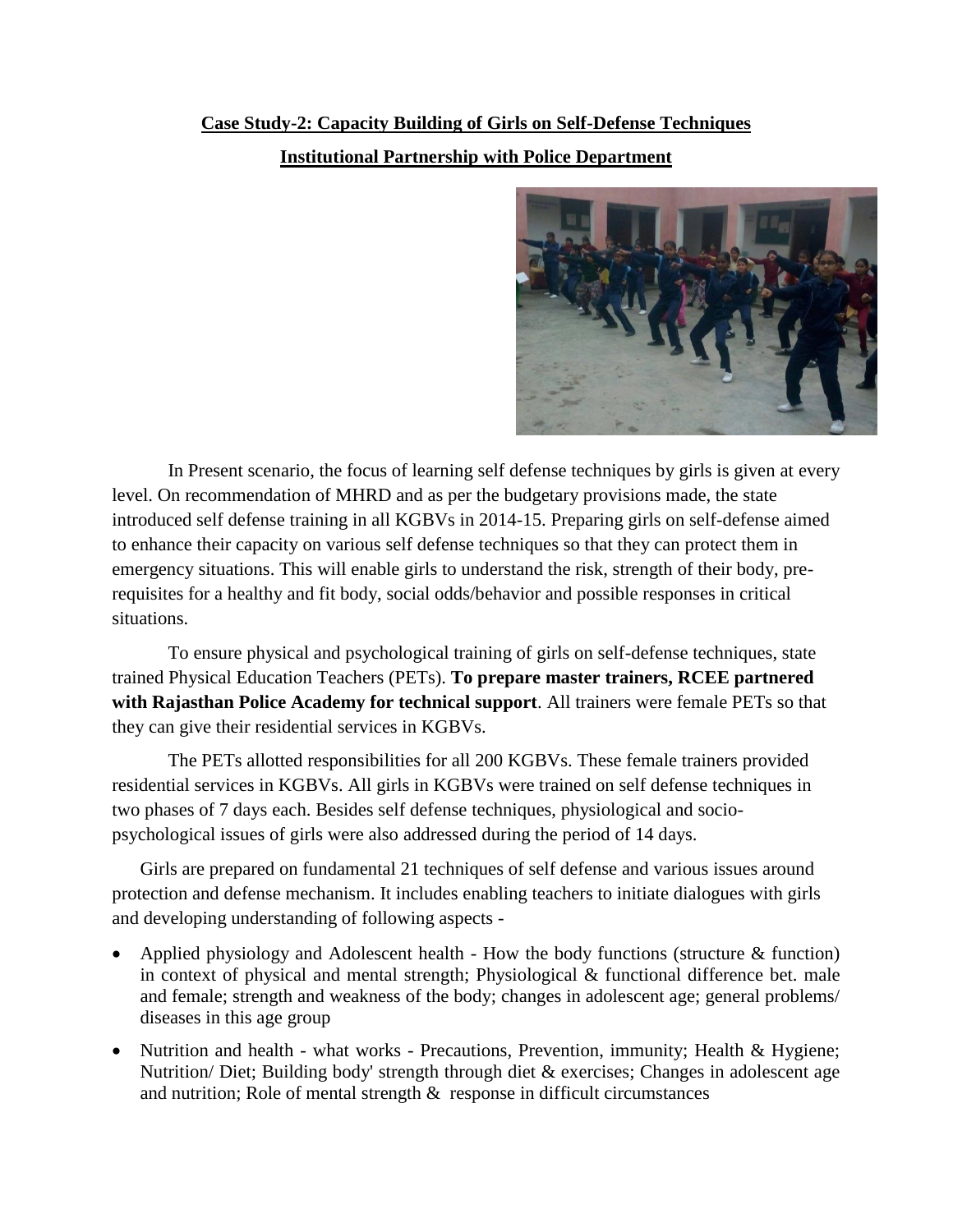## Case Study-2: Capacity Building of Girls on Self-Defense Techniques

### Institutional Partnership with Police Department

In Present scenario, the focus of learning self defense techniques by girls is given at every level. On recommendation of MHRD and as per the budgetary provisions made, the state introduced self defense training in all KGBVs in 2014-15. Preparing girls on self-defense aimed to enhance their capacity on various self defense techniques so that they can protect them in emergency situations. This will enable girls to understand the risk, strength of their body, pre-requisites for a healthy and fit body, social odds/behavior and possible responses in critical situations.

To ensure physical and psychological training of girls on self-defense techniques, state trained Physical Education Teachers (PETs). **To prepare master trainers, RCEE partnered with Rajasthan Police Academy for technical support**. All trainers were female PETs so that they can give their residential services in KGBVs.

The PETs allotted responsibilities for all 200 KGBVs. These female trainers provided residential services in KGBVs. All girls in KGBVs were trained on self defense techniques in two phases of 7 days each. Besides self defense techniques, physiological and socio-psychological issues of girls were also addressed during the period of 14 days.

Girls are prepared on fundamental 21 techniques of self defense and various issues around protection and defense mechanism. It includes enabling teachers to initiate dialogues with girls and developing understanding of following aspects -

- Applied physiology and Adolescent health - How the body functions (structure & function) in context of physical and mental strength; Physiological & functional difference bet. male and female; strength and weakness of the body; changes in adolescent age; general problems/ diseases in this age group
- Nutrition and health - what works - Precautions, Prevention, immunity; Health & Hygiene; Nutrition/ Diet; Building body' strength through diet & exercises; Changes in adolescent age and nutrition; Role of mental strength & response in difficult circumstances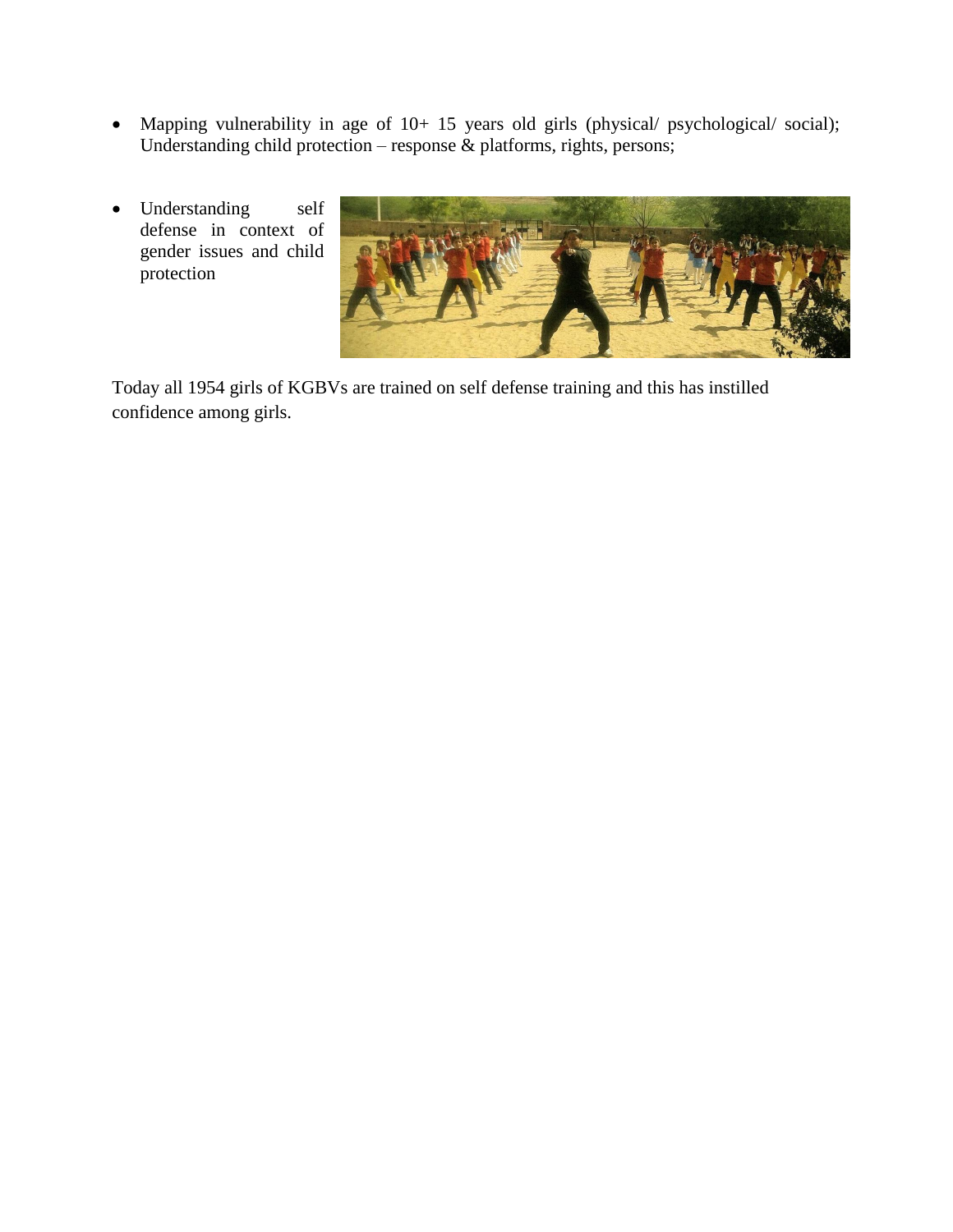- Mapping vulnerability in age of 10+ 15 years old girls (physical/ psychological/ social); Understanding child protection – response & platforms, rights, persons;

- Understanding self defense in context of gender issues and child protection

Today all 1954 girls of KGBVs are trained on self defense training and this has instilled confidence among girls.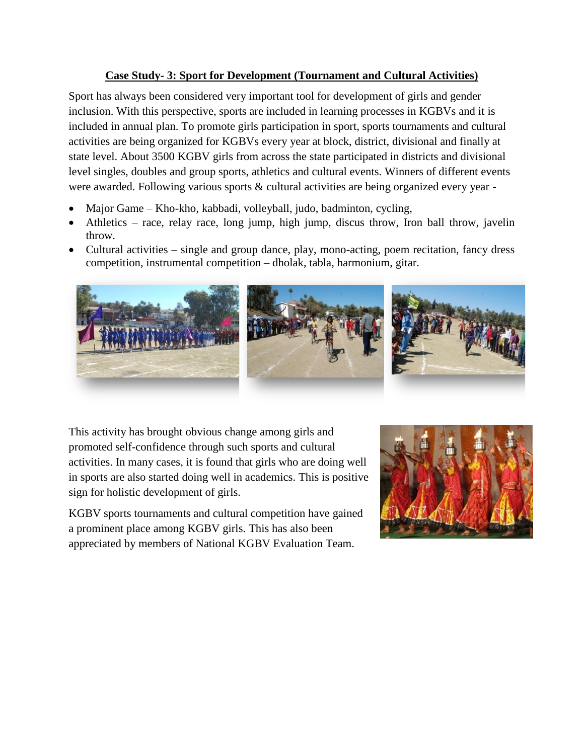## Case Study- 3: Sport for Development (Tournament and Cultural Activities)

Sport has always been considered very important tool for development of girls and gender inclusion. With this perspective, sports are included in learning processes in KGBVs and it is included in annual plan. To promote girls participation in sport, sports tournaments and cultural activities are being organized for KGBVs every year at block, district, divisional and finally at state level. About 3500 KGBV girls from across the state participated in districts and divisional level singles, doubles and group sports, athletics and cultural events. Winners of different events were awarded. Following various sports & cultural activities are being organized every year -

- Major Game – Kho-kho, kabbadi, volleyball, judo, badminton, cycling,
- Athletics – race, relay race, long jump, high jump, discus throw, Iron ball throw, javelin throw.
- Cultural activities – single and group dance, play, mono-acting, poem recitation, fancy dress competition, instrumental competition – dholak, tabla, harmonium, gitar.

This activity has brought obvious change among girls and promoted self-confidence through such sports and cultural activities. In many cases, it is found that girls who are doing well in sports are also started doing well in academics. This is positive sign for holistic development of girls.

KGBV sports tournaments and cultural competition have gained a prominent place among KGBV girls. This has also been appreciated by members of National KGBV Evaluation Team.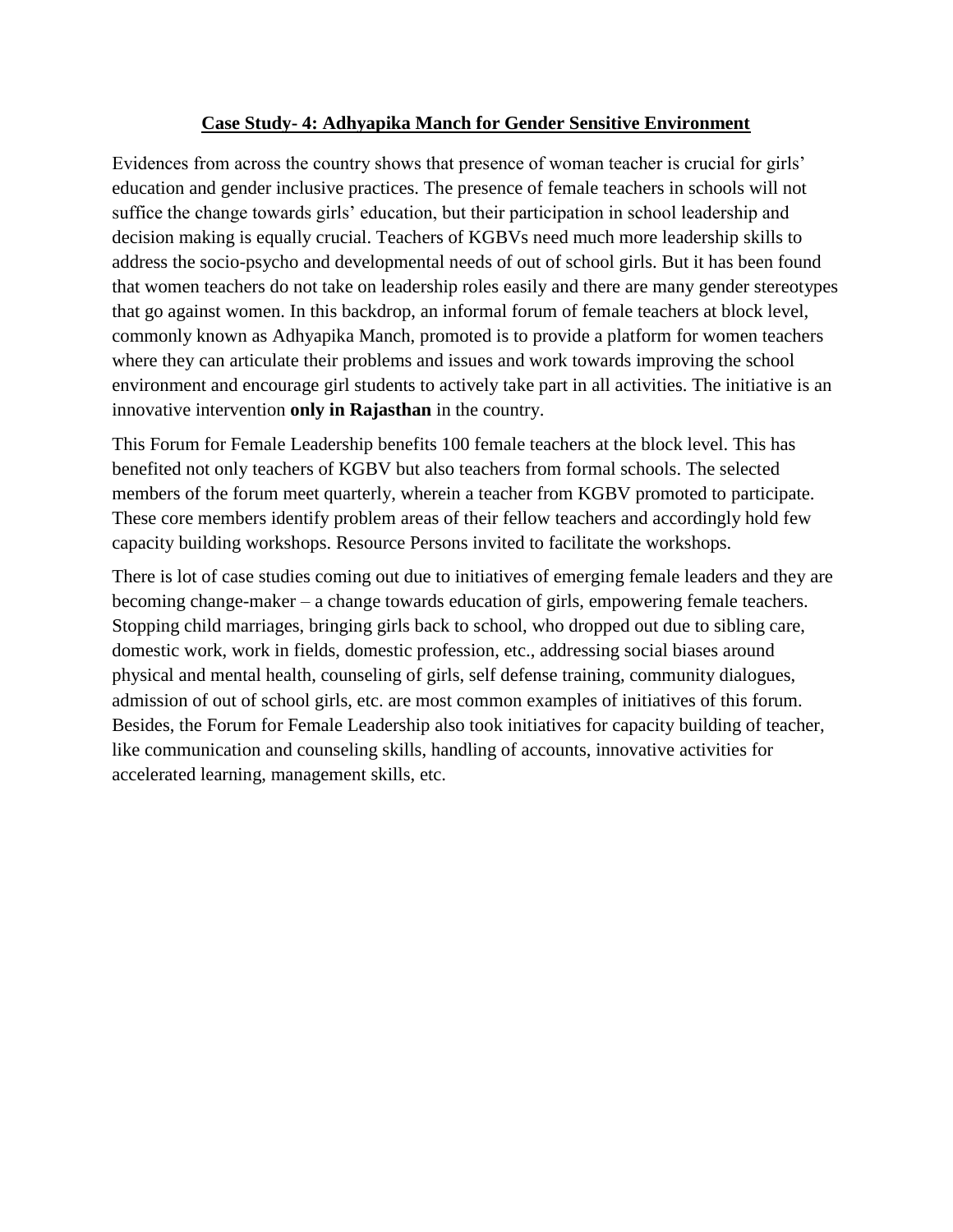## Case Study- 4: Adhyapika Manch for Gender Sensitive Environment

Evidences from across the country shows that presence of woman teacher is crucial for girls' education and gender inclusive practices. The presence of female teachers in schools will not suffice the change towards girls' education, but their participation in school leadership and decision making is equally crucial. Teachers of KGBVs need much more leadership skills to address the socio-psycho and developmental needs of out of school girls. But it has been found that women teachers do not take on leadership roles easily and there are many gender stereotypes that go against women. In this backdrop, an informal forum of female teachers at block level, commonly known as Adhyapika Manch, promoted is to provide a platform for women teachers where they can articulate their problems and issues and work towards improving the school environment and encourage girl students to actively take part in all activities. The initiative is an innovative intervention **only in Rajasthan** in the country.

This Forum for Female Leadership benefits 100 female teachers at the block level. This has benefited not only teachers of KGBV but also teachers from formal schools. The selected members of the forum meet quarterly, wherein a teacher from KGBV promoted to participate. These core members identify problem areas of their fellow teachers and accordingly hold few capacity building workshops. Resource Persons invited to facilitate the workshops.

There is lot of case studies coming out due to initiatives of emerging female leaders and they are becoming change-maker – a change towards education of girls, empowering female teachers. Stopping child marriages, bringing girls back to school, who dropped out due to sibling care, domestic work, work in fields, domestic profession, etc., addressing social biases around physical and mental health, counseling of girls, self defense training, community dialogues, admission of out of school girls, etc. are most common examples of initiatives of this forum. Besides, the Forum for Female Leadership also took initiatives for capacity building of teacher, like communication and counseling skills, handling of accounts, innovative activities for accelerated learning, management skills, etc.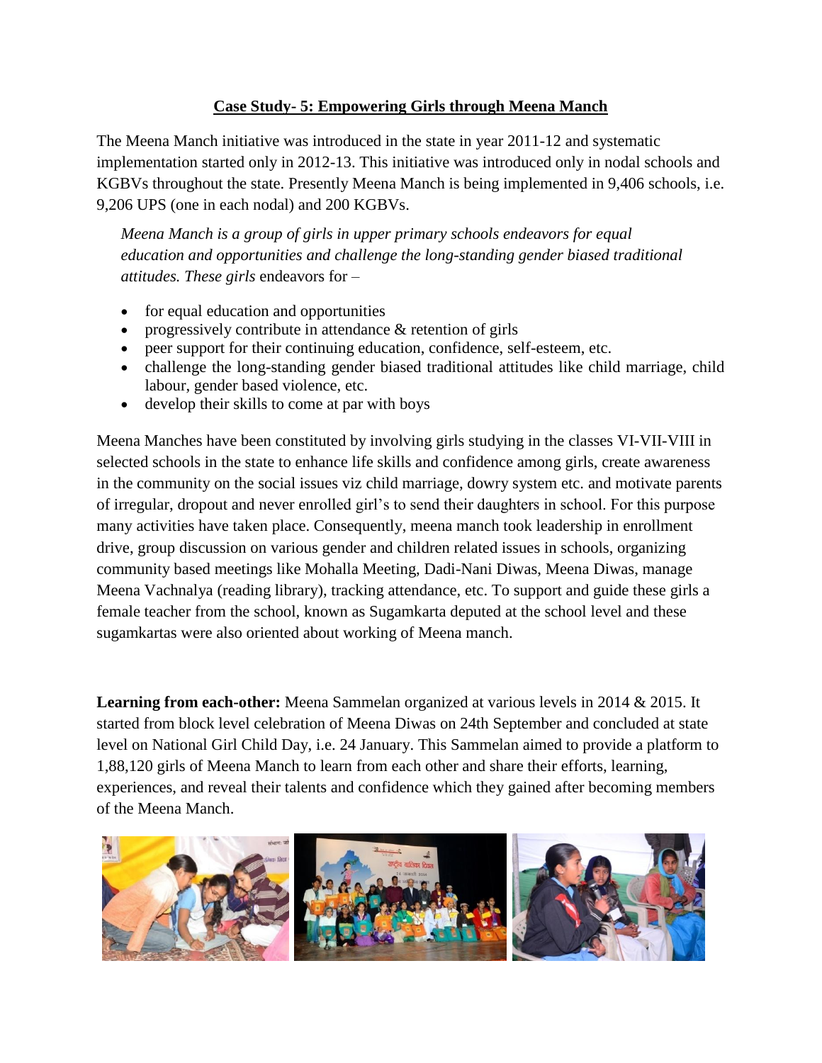## Case Study- 5: Empowering Girls through Meena Manch

The Meena Manch initiative was introduced in the state in year 2011-12 and systematic implementation started only in 2012-13. This initiative was introduced only in nodal schools and KGBVs throughout the state. Presently Meena Manch is being implemented in 9,406 schools, i.e. 9,206 UPS (one in each nodal) and 200 KGBVs.

> *Meena Manch is a group of girls in upper primary schools endeavors for equal education and opportunities and challenge the long-standing gender biased traditional attitudes. These girls* endeavors for –

- for equal education and opportunities
- progressively contribute in attendance & retention of girls
- peer support for their continuing education, confidence, self-esteem, etc.
- challenge the long-standing gender biased traditional attitudes like child marriage, child labour, gender based violence, etc.
- develop their skills to come at par with boys

Meena Manches have been constituted by involving girls studying in the classes VI-VII-VIII in selected schools in the state to enhance life skills and confidence among girls, create awareness in the community on the social issues viz child marriage, dowry system etc. and motivate parents of irregular, dropout and never enrolled girl's to send their daughters in school. For this purpose many activities have taken place. Consequently, meena manch took leadership in enrollment drive, group discussion on various gender and children related issues in schools, organizing community based meetings like Mohalla Meeting, Dadi-Nani Diwas, Meena Diwas, manage Meena Vachnalya (reading library), tracking attendance, etc. To support and guide these girls a female teacher from the school, known as Sugamkarta deputed at the school level and these sugamkartas were also oriented about working of Meena manch.

**Learning from each-other:** Meena Sammelan organized at various levels in 2014 & 2015. It started from block level celebration of Meena Diwas on 24th September and concluded at state level on National Girl Child Day, i.e. 24 January. This Sammelan aimed to provide a platform to 1,88,120 girls of Meena Manch to learn from each other and share their efforts, learning, experiences, and reveal their talents and confidence which they gained after becoming members of the Meena Manch.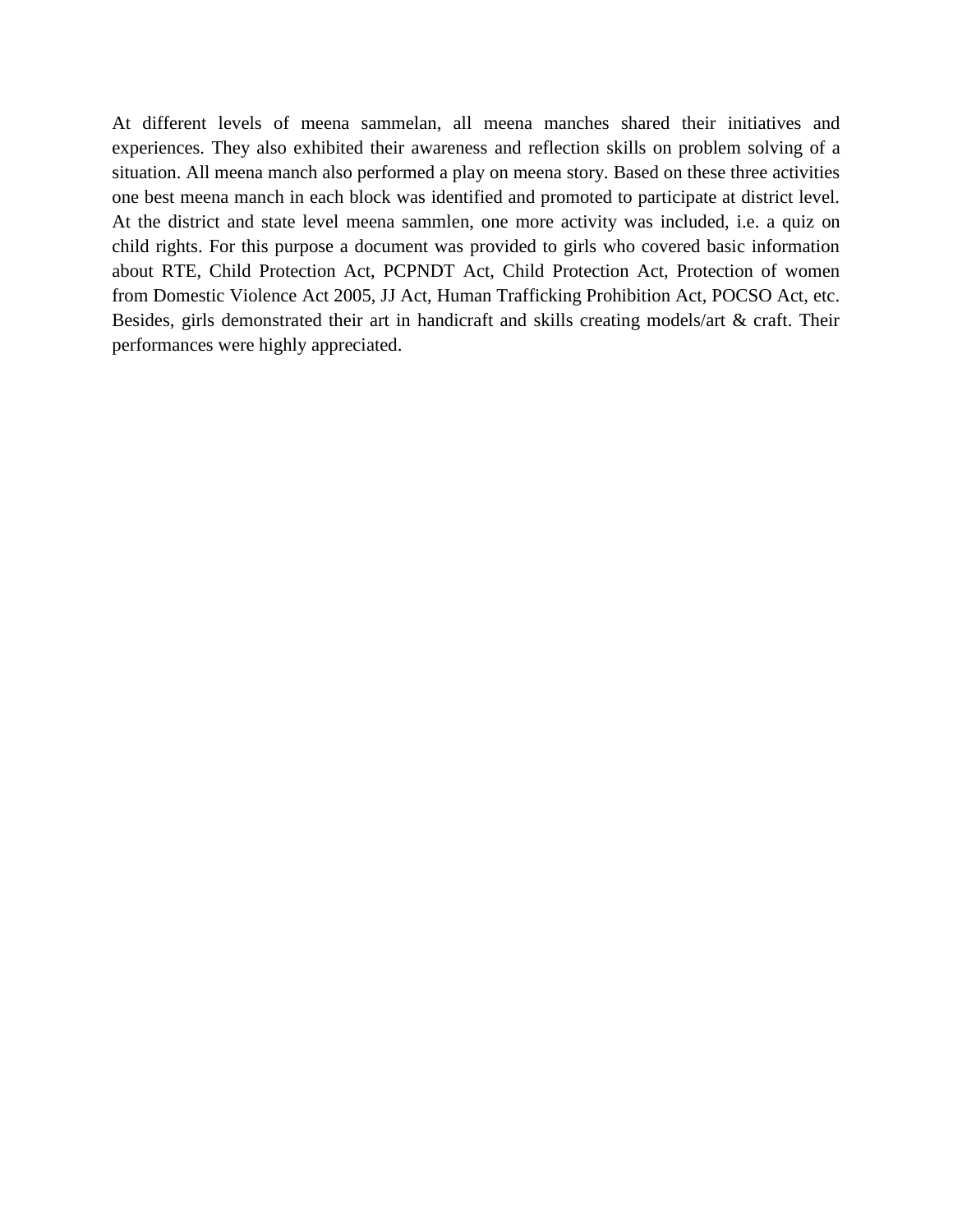At different levels of meena sammelan, all meena manches shared their initiatives and experiences. They also exhibited their awareness and reflection skills on problem solving of a situation. All meena manch also performed a play on meena story. Based on these three activities one best meena manch in each block was identified and promoted to participate at district level. At the district and state level meena sammlen, one more activity was included, i.e. a quiz on child rights. For this purpose a document was provided to girls who covered basic information about RTE, Child Protection Act, PCPNDT Act, Child Protection Act, Protection of women from Domestic Violence Act 2005, JJ Act, Human Trafficking Prohibition Act, POCSO Act, etc. Besides, girls demonstrated their art in handicraft and skills creating models/art & craft. Their performances were highly appreciated.